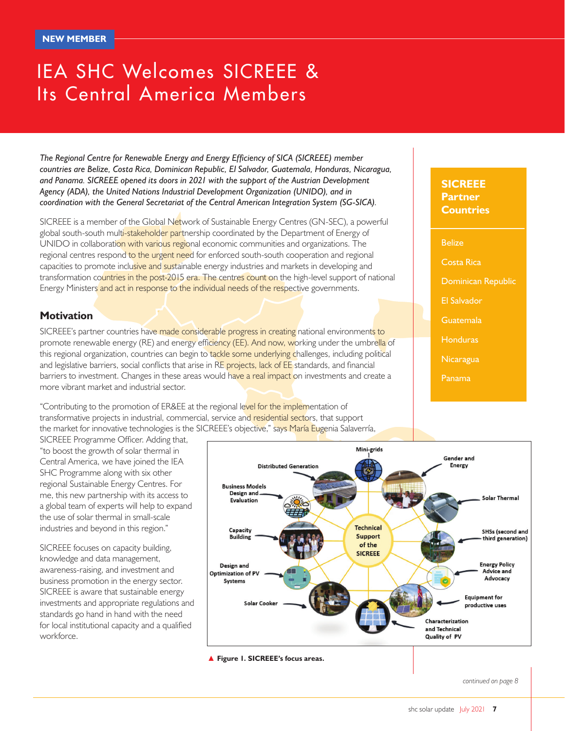NEW MEMBER

# IEA SHC Welcomes SICREEE & Its Central America Members

*The Regional Centre for Renewable Energy and Energy Efficiency of SICA (SICREEE) member countries are Belize, Costa Rica, Dominican Republic, El Salvador, Guatemala, Honduras, Nicaragua, and Panama. SICREEE opened its doors in 2021 with the support of the Austrian Development Agency (ADA), the United Nations Industrial Development Organization (UNIDO), and in coordination with the General Secretariat of the Central American Integration System (SG-SICA).*

SICREEE is a member of the Global Network of Sustainable Energy Centres (GN-SEC), a powerful global south-south multi-stakeholder partnership coordinated by the Department of Energy of UNIDO in collaboration with various regional economic communities and organizations. The regional centres respond to the urgent need for enforced south-south cooperation and regional capacities to promote inclusive and sustainable energy industries and markets in developing and transformation countries in the post-2015 era. The centres count on the high-level support of national Energy Ministers and act in response to the individual needs of the respective governments.

## Motivation

SICREEE's partner countries have made considerable progress in creating national environments to promote renewable energy (RE) and energy efficiency (EE). And now, working under the umbrella of this regional organization, countries can begin to tackle some underlying challenges, including political and legislative barriers, social conflicts that arise in RE projects, lack of EE standards, and financial barriers to investment. Changes in these areas would have a real impact on investments and create a more vibrant market and industrial sector.

"Contributing to the promotion of ER&EE at the regional level for the implementation of transformative projects in industrial, commercial, service and residential sectors, that support the market for innovative technologies is the SICREEE's objective," says María Eugenia Salaverría, SICREEE Programme Officer. Adding that, "to boost the growth of solar thermal in Central America, we have joined the IEA SHC Programme along with six other regional Sustainable Energy Centres. For me, this new partnership with its access to a global team of experts will help to expand the use of solar thermal in small-scale industries and beyond in this region."

SICREEE focuses on capacity building, knowledge and data management, awareness-raising, and investment and business promotion in the energy sector. SICREEE is aware that sustainable energy investments and appropriate regulations and standards go hand in hand with the need for local institutional capacity and a qualified workforce.

**SICREEE Partner Countries**

- Belize
- Costa Rica
- Dominican Republic
- El Salvador
- Guatemala
- Honduras
- Nicaragua
- Panama

Technical Support of the SICREEE: Mini-grids; Gender and Energy; Solar Thermal; SHSs (second and third generation); Energy Policy Advice and Advocacy; Equipment for productive uses; Characterization and Technical Quality of PV; Solar Cooker; Design and Optimization of PV Systems; Capacity Building; Business Models Design and Evaluation; Distributed Generation

▲ **Figure 1. SICREEE's focus areas.**

*continued on page 8*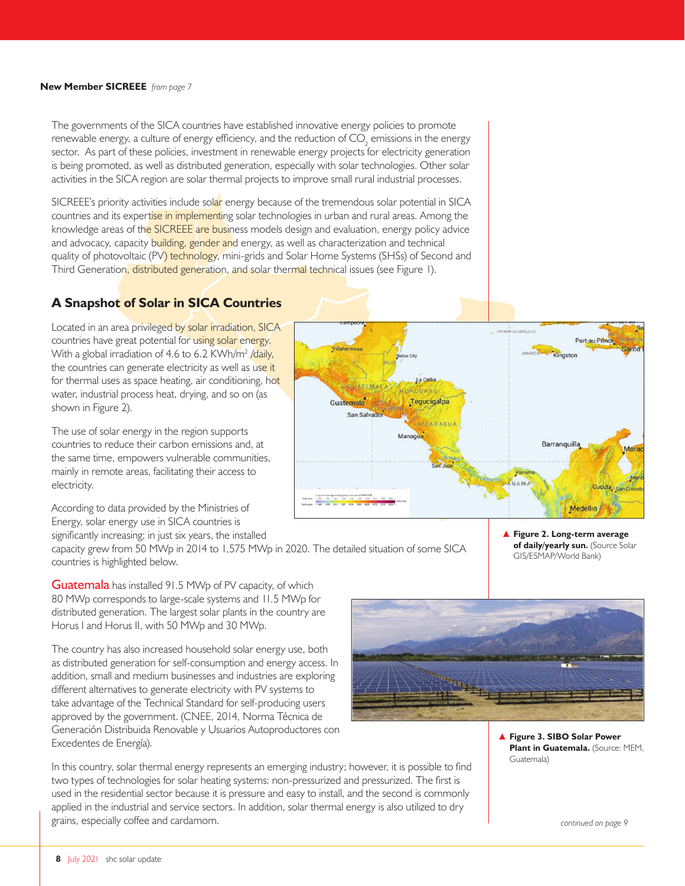**New Member SICREEE** *from page 7*

The governments of the SICA countries have established innovative energy policies to promote renewable energy, a culture of energy efficiency, and the reduction of $CO_2$ emissions in the energy sector. As part of these policies, investment in renewable energy projects for electricity generation is being promoted, as well as distributed generation, especially with solar technologies. Other solar activities in the SICA region are solar thermal projects to improve small rural industrial processes.

SICREEE's priority activities include solar energy because of the tremendous solar potential in SICA countries and its expertise in implementing solar technologies in urban and rural areas. Among the knowledge areas of the SICREEE are business models design and evaluation, energy policy advice and advocacy, capacity building, gender and energy, as well as characterization and technical quality of photovoltaic (PV) technology, mini-grids and Solar Home Systems (SHSs) of Second and Third Generation, distributed generation, and solar thermal technical issues (see Figure 1).

## A Snapshot of Solar in SICA Countries

Located in an area privileged by solar irradiation, SICA countries have great potential for using solar energy. With a global irradiation of 4.6 to 6.2 KWh/m$^2$ /daily, the countries can generate electricity as well as use it for thermal uses as space heating, air conditioning, hot water, industrial process heat, drying, and so on (as shown in Figure 2).

The use of solar energy in the region supports countries to reduce their carbon emissions and, at the same time, empowers vulnerable communities, mainly in remote areas, facilitating their access to electricity.

According to data provided by the Ministries of Energy, solar energy use in SICA countries is significantly increasing; in just six years, the installed capacity grew from 50 MWp in 2014 to 1,575 MWp in 2020. The detailed situation of some SICA countries is highlighted below.

**Figure 2. Long-term average of daily/yearly sun.** (Source Solar GIS/ESMAP/World Bank)

**Guatemala** has installed 91.5 MWp of PV capacity, of which 80 MWp corresponds to large-scale systems and 11.5 MWp for distributed generation. The largest solar plants in the country are Horus I and Horus II, with 50 MWp and 30 MWp.

The country has also increased household solar energy use, both as distributed generation for self-consumption and energy access. In addition, small and medium businesses and industries are exploring different alternatives to generate electricity with PV systems to take advantage of the Technical Standard for self-producing users approved by the government. (CNEE, 2014, Norma Técnica de Generación Distribuida Renovable y Usuarios Autoproductores con Excedentes de Energía).

**Figure 3. SIBO Solar Power Plant in Guatemala.** (Source: MEM, Guatemala)

In this country, solar thermal energy represents an emerging industry; however, it is possible to find two types of technologies for solar heating systems: non-pressurized and pressurized. The first is used in the residential sector because it is pressure and easy to install, and the second is commonly applied in the industrial and service sectors. In addition, solar thermal energy is also utilized to dry grains, especially coffee and cardamom.

*continued on page 9*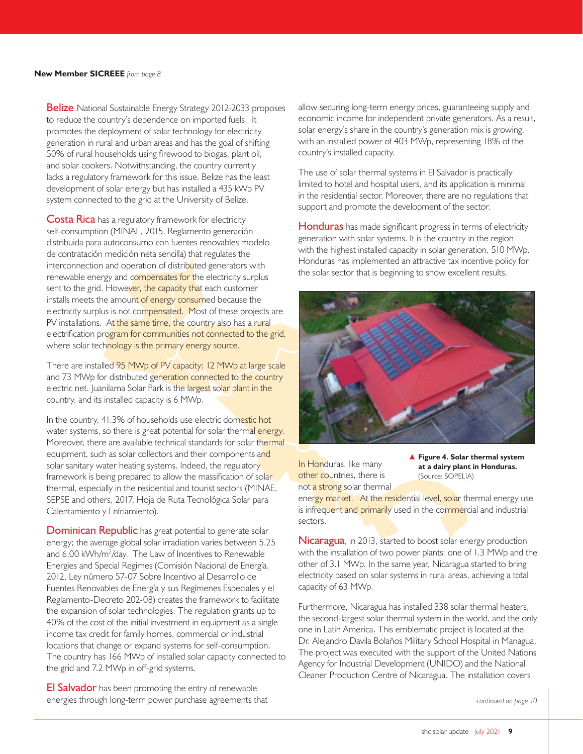**New Member SICREEE** *from page 8*

**Belize** National Sustainable Energy Strategy 2012-2033 proposes to reduce the country's dependence on imported fuels. It promotes the deployment of solar technology for electricity generation in rural and urban areas and has the goal of shifting 50% of rural households using firewood to biogas, plant oil, and solar cookers. Notwithstanding, the country currently lacks a regulatory framework for this issue. Belize has the least development of solar energy but has installed a 435 kWp PV system connected to the grid at the University of Belize.

**Costa Rica** has a regulatory framework for electricity self-consumption (MINAE, 2015, Reglamento generación distribuida para autoconsumo con fuentes renovables modelo de contratación medición neta sencilla) that regulates the interconnection and operation of distributed generators with renewable energy and compensates for the electricity surplus sent to the grid. However, the capacity that each customer installs meets the amount of energy consumed because the electricity surplus is not compensated. Most of these projects are PV installations. At the same time, the country also has a rural electrification program for communities not connected to the grid, where solar technology is the primary energy source.

There are installed 95 MWp of PV capacity: 12 MWp at large scale and 73 MWp for distributed generation connected to the country electric net. Juanilama Solar Park is the largest solar plant in the country, and its installed capacity is 6 MWp.

In the country, 41.3% of households use electric domestic hot water systems, so there is great potential for solar thermal energy. Moreover, there are available technical standards for solar thermal equipment, such as solar collectors and their components and solar sanitary water heating systems. Indeed, the regulatory framework is being prepared to allow the massification of solar thermal, especially in the residential and tourist sectors (MINAE, SEPSE and others, 2017, Hoja de Ruta Tecnológica Solar para Calentamiento y Enfriamiento).

**Dominican Republic** has great potential to generate solar energy; the average global solar irradiation varies between 5.25 and 6.00 kWh/m$^2$/day. The Law of Incentives to Renewable Energies and Special Regimes (Comisión Nacional de Energía, 2012, Ley número 57-07 Sobre Incentivo al Desarrollo de Fuentes Renovables de Energía y sus Regímenes Especiales y el Reglamento-Decreto 202-08) creates the framework to facilitate the expansion of solar technologies. The regulation grants up to 40% of the cost of the initial investment in equipment as a single income tax credit for family homes, commercial or industrial locations that change or expand systems for self-consumption. The country has 166 MWp of installed solar capacity connected to the grid and 7.2 MWp in off-grid systems.

**El Salvador** has been promoting the entry of renewable energies through long-term power purchase agreements that allow securing long-term energy prices, guaranteeing supply and economic income for independent private generators. As a result, solar energy's share in the country's generation mix is growing, with an installed power of 403 MWp, representing 18% of the country's installed capacity.

The use of solar thermal systems in El Salvador is practically limited to hotel and hospital users, and its application is minimal in the residential sector. Moreover, there are no regulations that support and promote the development of the sector.

**Honduras** has made significant progress in terms of electricity generation with solar systems. It is the country in the region with the highest installed capacity in solar generation, 510 MWp. Honduras has implemented an attractive tax incentive policy for the solar sector that is beginning to show excellent results.

▲ **Figure 4. Solar thermal system at a dairy plant in Honduras.** (Source: SOPELIA)

In Honduras, like many other countries, there is not a strong solar thermal energy market. At the residential level, solar thermal energy use is infrequent and primarily used in the commercial and industrial sectors.

**Nicaragua**, in 2013, started to boost solar energy production with the installation of two power plants: one of 1.3 MWp and the other of 3.1 MWp. In the same year, Nicaragua started to bring electricity based on solar systems in rural areas, achieving a total capacity of 63 MWp.

Furthermore, Nicaragua has installed 338 solar thermal heaters, the second-largest solar thermal system in the world, and the only one in Latin America. This emblematic project is located at the Dr. Alejandro Davila Bolaños Military School Hospital in Managua. The project was executed with the support of the United Nations Agency for Industrial Development (UNIDO) and the National Cleaner Production Centre of Nicaragua. The installation covers

*continued on page 10*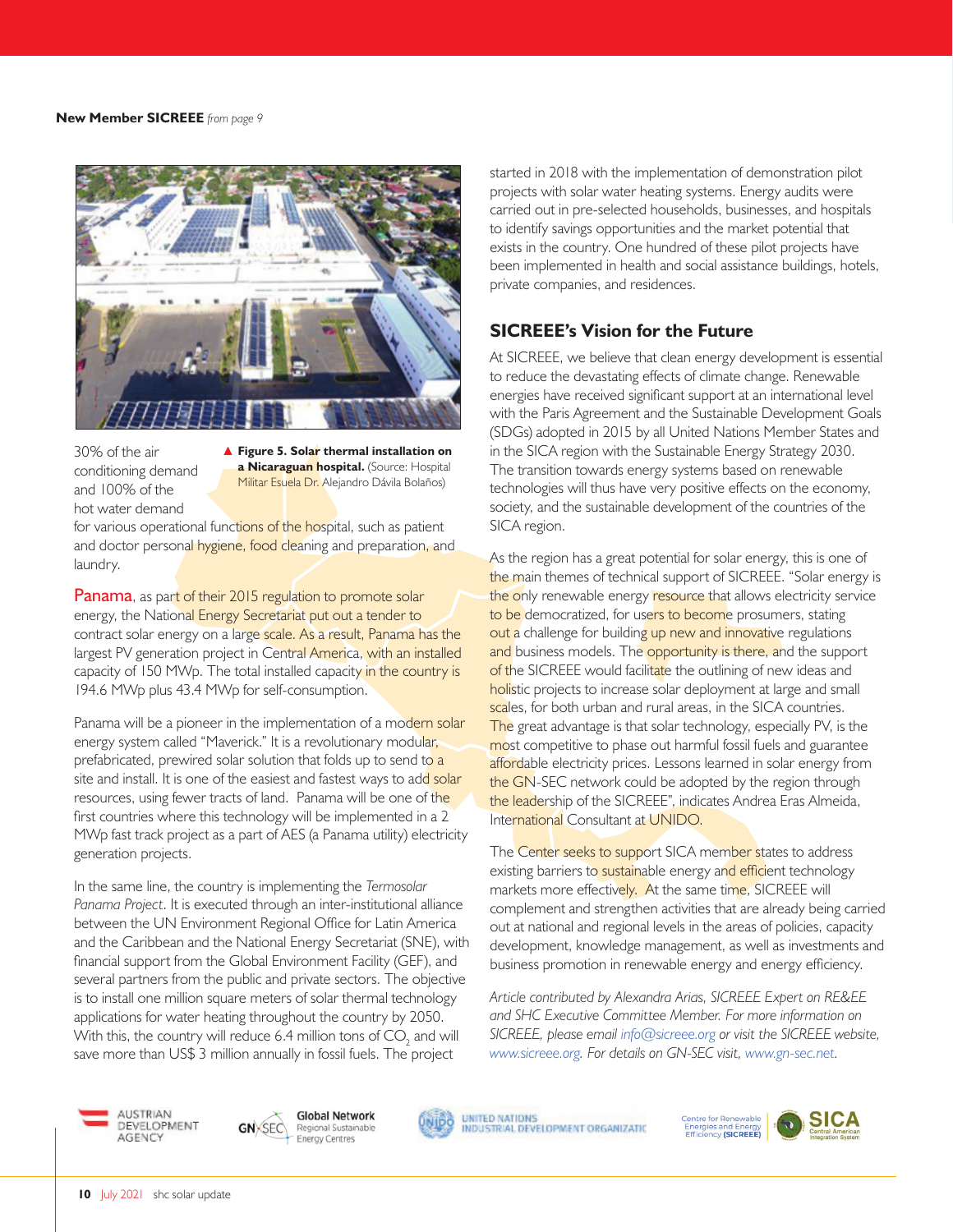**New Member SICREEE** *from page 9*

▲ **Figure 5. Solar thermal installation on a Nicaraguan hospital.** (Source: Hospital Militar Esuela Dr. Alejandro Dávila Bolaños)

30% of the air conditioning demand and 100% of the hot water demand for various operational functions of the hospital, such as patient and doctor personal hygiene, food cleaning and preparation, and laundry.

**Panama**, as part of their 2015 regulation to promote solar energy, the National Energy Secretariat put out a tender to contract solar energy on a large scale. As a result, Panama has the largest PV generation project in Central America, with an installed capacity of 150 MWp. The total installed capacity in the country is 194.6 MWp plus 43.4 MWp for self-consumption.

Panama will be a pioneer in the implementation of a modern solar energy system called "Maverick." It is a revolutionary modular, prefabricated, prewired solar solution that folds up to send to a site and install. It is one of the easiest and fastest ways to add solar resources, using fewer tracts of land. Panama will be one of the first countries where this technology will be implemented in a 2 MWp fast track project as a part of AES (a Panama utility) electricity generation projects.

In the same line, the country is implementing the *Termosolar Panama Project*. It is executed through an inter-institutional alliance between the UN Environment Regional Office for Latin America and the Caribbean and the National Energy Secretariat (SNE), with financial support from the Global Environment Facility (GEF), and several partners from the public and private sectors. The objective is to install one million square meters of solar thermal technology applications for water heating throughout the country by 2050. With this, the country will reduce 6.4 million tons of $CO_2$ and will save more than US$ 3 million annually in fossil fuels. The project started in 2018 with the implementation of demonstration pilot projects with solar water heating systems. Energy audits were carried out in pre-selected households, businesses, and hospitals to identify savings opportunities and the market potential that exists in the country. One hundred of these pilot projects have been implemented in health and social assistance buildings, hotels, private companies, and residences.

## SICREEE's Vision for the Future

At SICREEE, we believe that clean energy development is essential to reduce the devastating effects of climate change. Renewable energies have received significant support at an international level with the Paris Agreement and the Sustainable Development Goals (SDGs) adopted in 2015 by all United Nations Member States and in the SICA region with the Sustainable Energy Strategy 2030. The transition towards energy systems based on renewable technologies will thus have very positive effects on the economy, society, and the sustainable development of the countries of the SICA region.

As the region has a great potential for solar energy, this is one of the main themes of technical support of SICREEE. "Solar energy is the only renewable energy resource that allows electricity service to be democratized, for users to become prosumers, stating out a challenge for building up new and innovative regulations and business models. The opportunity is there, and the support of the SICREEE would facilitate the outlining of new ideas and holistic projects to increase solar deployment at large and small scales, for both urban and rural areas, in the SICA countries. The great advantage is that solar technology, especially PV, is the most competitive to phase out harmful fossil fuels and guarantee affordable electricity prices. Lessons learned in solar energy from the GN-SEC network could be adopted by the region through the leadership of the SICREEE", indicates Andrea Eras Almeida, International Consultant at UNIDO.

The Center seeks to support SICA member states to address existing barriers to sustainable energy and efficient technology markets more effectively. At the same time, SICREEE will complement and strengthen activities that are already being carried out at national and regional levels in the areas of policies, capacity development, knowledge management, as well as investments and business promotion in renewable energy and energy efficiency.

*Article contributed by Alexandra Arias, SICREEE Expert on RE&EE and SHC Executive Committee Member. For more information on SICREEE, please email info@sicreee.org or visit the SICREEE website, www.sicreee.org. For details on GN-SEC visit, www.gn-sec.net.*

AUSTRIAN DEVELOPMENT AGENCY | GN-SEC Global Network Regional Sustainable Energy Centres | UNIDO UNITED NATIONS INDUSTRIAL DEVELOPMENT ORGANIZATION | Centre for Renewable Energies and Energy Efficiency (SICREEE) | SICA Central American Integration System